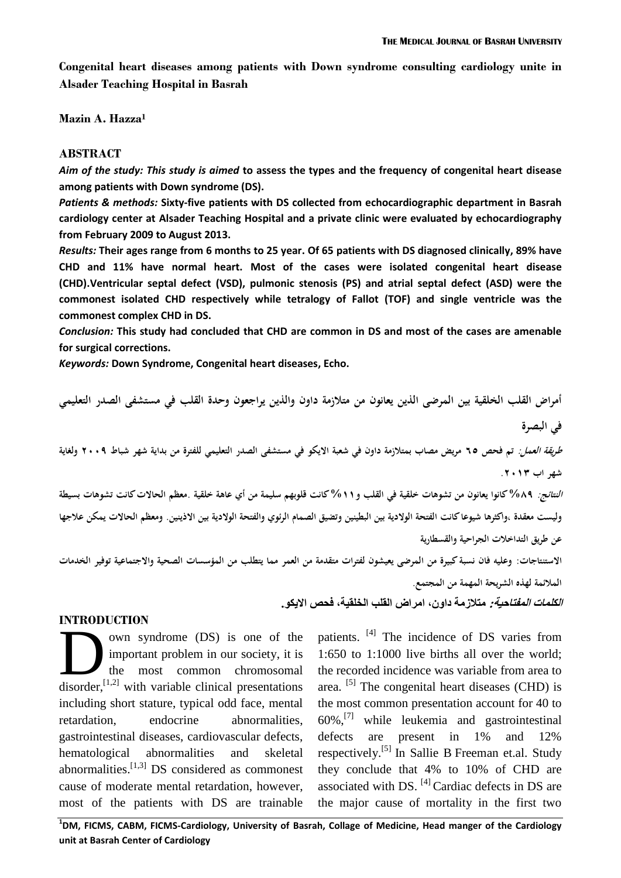**Congenital heart diseases among patients with Down syndrome consulting cardiology unite in Alsader Teaching Hospital in Basrah**

**Mazin A. Hazza[1]**

## ABSTRACT

***Aim of the study: This study is aimed*** **to assess the types and the frequency of congenital heart disease among patients with Down syndrome (DS).**

***Patients & methods:*** **Sixty-five patients with DS collected from echocardiographic department in Basrah cardiology center at Alsader Teaching Hospital and a private clinic were evaluated by echocardiography from February 2009 to August 2013.**

***Results:*** **Their ages range from 6 months to 25 year. Of 65 patients with DS diagnosed clinically, 89% have CHD and 11% have normal heart. Most of the cases were isolated congenital heart disease (CHD).Ventricular septal defect (VSD), pulmonic stenosis (PS) and atrial septal defect (ASD) were the commonest isolated CHD respectively while tetralogy of Fallot (TOF) and single ventricle was the commonest complex CHD in DS.**

***Conclusion:*** **This study had concluded that CHD are common in DS and most of the cases are amenable for surgical corrections.**

***Keywords:*** **Down Syndrome, Congenital heart diseases, Echo.**

## أمراض القلب الخلقية بين المرضى الذين يعانون من متلازمة داون والذين يراجعون وحدة القلب في مستشفى الصدر التعليمي في البصرة

***طريقة العمل:*** **تم فحص ٦٥ مريض مصاب بمتلازمة داون في شعبة الايكو في مستشفى الصدر التعليمي للفترة من بداية شهر شباط ٢٠٠٩ ولغاية شهر اب ٢٠١٣.**

***النتائج:*** **٨٩% كانوا يعانون من تشوهات خلقية في القلب و١١% كانت قلوبهم سليمة من أي عاهة خلقية .معظم الحالات كانت تشوهات بسيطة وليست معقدة ،واكثرها شيوعا كانت الفتحة الولادية بين البطينين وتضيق الصمام الرئوي والفتحة الولادية بين الاذينين. ومعظم الحالات يمكن علاجها عن طريق التداخلات الجراحية والقسطارية**

**الاستنتاجات: وعليه فان نسبة كبيرة من المرضى يعيشون لفترات متقدمة من العمر مما يتطلب من المؤسسات الصحية والاجتماعية توفير الخدمات الملائمة لهذه الشريحة المهمة من المجتمع.**

***الكلمات المفتاحية:*** **متلازمة داون، امراض القلب الخلقية، فحص الايكو.**

## INTRODUCTION

Down syndrome (DS) is one of the important problem in our society, it is the most common chromosomal disorder,[1,2] with variable clinical presentations including short stature, typical odd face, mental retardation, endocrine abnormalities, gastrointestinal diseases, cardiovascular defects, hematological abnormalities and skeletal abnormalities.[1,3] DS considered as commonest cause of moderate mental retardation, however, most of the patients with DS are trainable patients. [4] The incidence of DS varies from 1:650 to 1:1000 live births all over the world; the recorded incidence was variable from area to area. [5] The congenital heart diseases (CHD) is the most common presentation account for 40 to 60%,[7] while leukemia and gastrointestinal defects are present in 1% and 12% respectively.[5] In Sallie B Freeman et.al. Study they conclude that 4% to 10% of CHD are associated with DS. [4] Cardiac defects in DS are the major cause of mortality in the first two

[1]DM, FICMS, CABM, FICMS-Cardiology, University of Basrah, Collage of Medicine, Head manger of the Cardiology unit at Basrah Center of Cardiology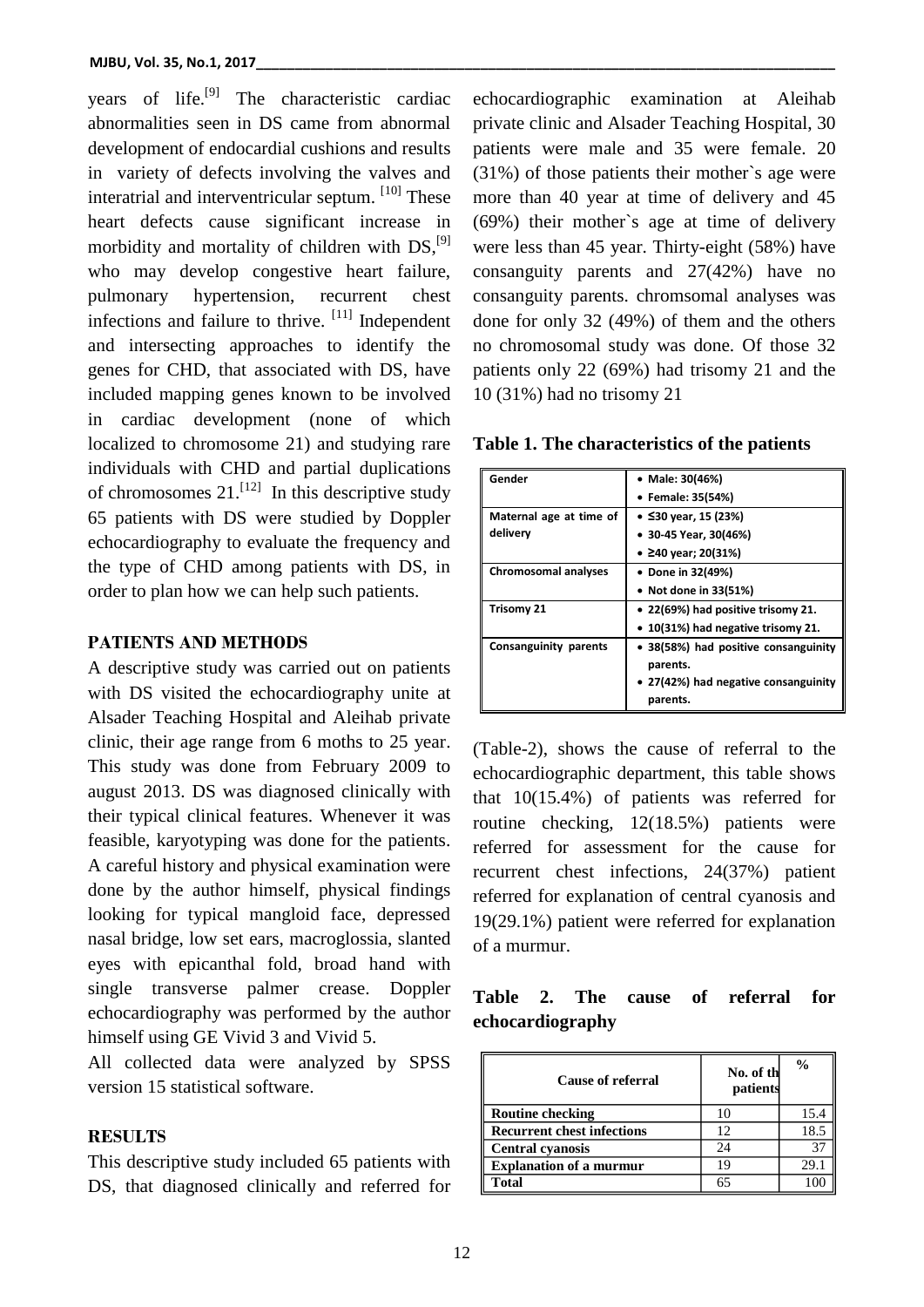years of life.[9] The characteristic cardiac abnormalities seen in DS came from abnormal development of endocardial cushions and results in variety of defects involving the valves and interatrial and interventricular septum. [10] These heart defects cause significant increase in morbidity and mortality of children with DS,[9] who may develop congestive heart failure, pulmonary hypertension, recurrent chest infections and failure to thrive. [11] Independent and intersecting approaches to identify the genes for CHD, that associated with DS, have included mapping genes known to be involved in cardiac development (none of which localized to chromosome 21) and studying rare individuals with CHD and partial duplications of chromosomes 21.[12] In this descriptive study 65 patients with DS were studied by Doppler echocardiography to evaluate the frequency and the type of CHD among patients with DS, in order to plan how we can help such patients.

## PATIENTS AND METHODS

A descriptive study was carried out on patients with DS visited the echocardiography unite at Alsader Teaching Hospital and Aleihab private clinic, their age range from 6 moths to 25 year. This study was done from February 2009 to august 2013. DS was diagnosed clinically with their typical clinical features. Whenever it was feasible, karyotyping was done for the patients. A careful history and physical examination were done by the author himself, physical findings looking for typical mangloid face, depressed nasal bridge, low set ears, macroglossia, slanted eyes with epicanthal fold, broad hand with single transverse palmer crease. Doppler echocardiography was performed by the author himself using GE Vivid 3 and Vivid 5.

All collected data were analyzed by SPSS version 15 statistical software.

## RESULTS

This descriptive study included 65 patients with DS, that diagnosed clinically and referred for echocardiographic examination at Aleihab private clinic and Alsader Teaching Hospital, 30 patients were male and 35 were female. 20 (31%) of those patients their mother`s age were more than 40 year at time of delivery and 45 (69%) their mother`s age at time of delivery were less than 45 year. Thirty-eight (58%) have consanguity parents and 27(42%) have no consanguity parents. chromsomal analyses was done for only 32 (49%) of them and the others no chromosomal study was done. Of those 32 patients only 22 (69%) had trisomy 21 and the 10 (31%) had no trisomy 21

**Table 1. The characteristics of the patients**

| | |
|---|---|
| Gender | • Male: 30(46%)<br>• Female: 35(54%) |
| Maternal age at time of delivery | • ≤30 year, 15 (23%)<br>• 30-45 Year, 30(46%)<br>• ≥40 year; 20(31%) |
| Chromosomal analyses | • Done in 32(49%)<br>• Not done in 33(51%) |
| Trisomy 21 | • 22(69%) had positive trisomy 21.<br>• 10(31%) had negative trisomy 21. |
| Consanguinity parents | • 38(58%) had positive consanguinity parents.<br>• 27(42%) had negative consanguinity parents. |

(Table-2), shows the cause of referral to the echocardiographic department, this table shows that 10(15.4%) of patients was referred for routine checking, 12(18.5%) patients were referred for assessment for the cause for recurrent chest infections, 24(37%) patient referred for explanation of central cyanosis and 19(29.1%) patient were referred for explanation of a murmur.

**Table 2. The cause of referral for echocardiography**

| Cause of referral | No. of the patients | % |
|---|---|---|
| Routine checking | 10 | 15.4 |
| Recurrent chest infections | 12 | 18.5 |
| Central cyanosis | 24 | 37 |
| Explanation of a murmur | 19 | 29.1 |
| Total | 65 | 100 |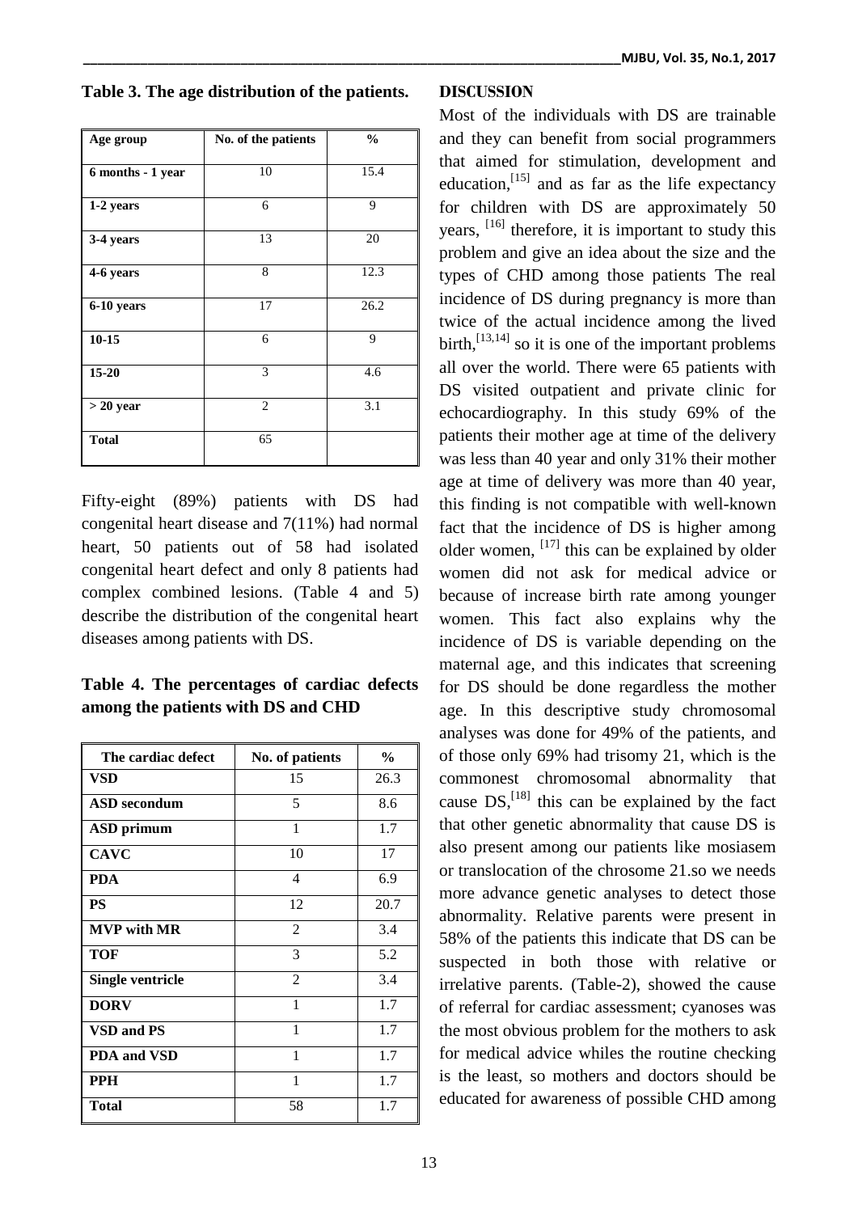**Table 3. The age distribution of the patients.**

| Age group | No. of the patients | % |
|---|---|---|
| 6 months - 1 year | 10 | 15.4 |
| 1-2 years | 6 | 9 |
| 3-4 years | 13 | 20 |
| 4-6 years | 8 | 12.3 |
| 6-10 years | 17 | 26.2 |
| 10-15 | 6 | 9 |
| 15-20 | 3 | 4.6 |
| > 20 year | 2 | 3.1 |
| Total | 65 | |

Fifty-eight (89%) patients with DS had congenital heart disease and 7(11%) had normal heart, 50 patients out of 58 had isolated congenital heart defect and only 8 patients had complex combined lesions. (Table 4 and 5) describe the distribution of the congenital heart diseases among patients with DS.

**Table 4. The percentages of cardiac defects among the patients with DS and CHD**

| The cardiac defect | No. of patients | % |
|---|---|---|
| VSD | 15 | 26.3 |
| ASD secondum | 5 | 8.6 |
| ASD primum | 1 | 1.7 |
| CAVC | 10 | 17 |
| PDA | 4 | 6.9 |
| PS | 12 | 20.7 |
| MVP with MR | 2 | 3.4 |
| TOF | 3 | 5.2 |
| Single ventricle | 2 | 3.4 |
| DORV | 1 | 1.7 |
| VSD and PS | 1 | 1.7 |
| PDA and VSD | 1 | 1.7 |
| PPH | 1 | 1.7 |
| Total | 58 | 1.7 |

## DISCUSSION

Most of the individuals with DS are trainable and they can benefit from social programmers that aimed for stimulation, development and education,[15] and as far as the life expectancy for children with DS are approximately 50 years, [16] therefore, it is important to study this problem and give an idea about the size and the types of CHD among those patients The real incidence of DS during pregnancy is more than twice of the actual incidence among the lived birth,[13,14] so it is one of the important problems all over the world. There were 65 patients with DS visited outpatient and private clinic for echocardiography. In this study 69% of the patients their mother age at time of the delivery was less than 40 year and only 31% their mother age at time of delivery was more than 40 year, this finding is not compatible with well-known fact that the incidence of DS is higher among older women, [17] this can be explained by older women did not ask for medical advice or because of increase birth rate among younger women. This fact also explains why the incidence of DS is variable depending on the maternal age, and this indicates that screening for DS should be done regardless the mother age. In this descriptive study chromosomal analyses was done for 49% of the patients, and of those only 69% had trisomy 21, which is the commonest chromosomal abnormality that cause DS,[18] this can be explained by the fact that other genetic abnormality that cause DS is also present among our patients like mosiasem or translocation of the chrosome 21.so we needs more advance genetic analyses to detect those abnormality. Relative parents were present in 58% of the patients this indicate that DS can be suspected in both those with relative or irrelative parents. (Table-2), showed the cause of referral for cardiac assessment; cyanoses was the most obvious problem for the mothers to ask for medical advice whiles the routine checking is the least, so mothers and doctors should be educated for awareness of possible CHD among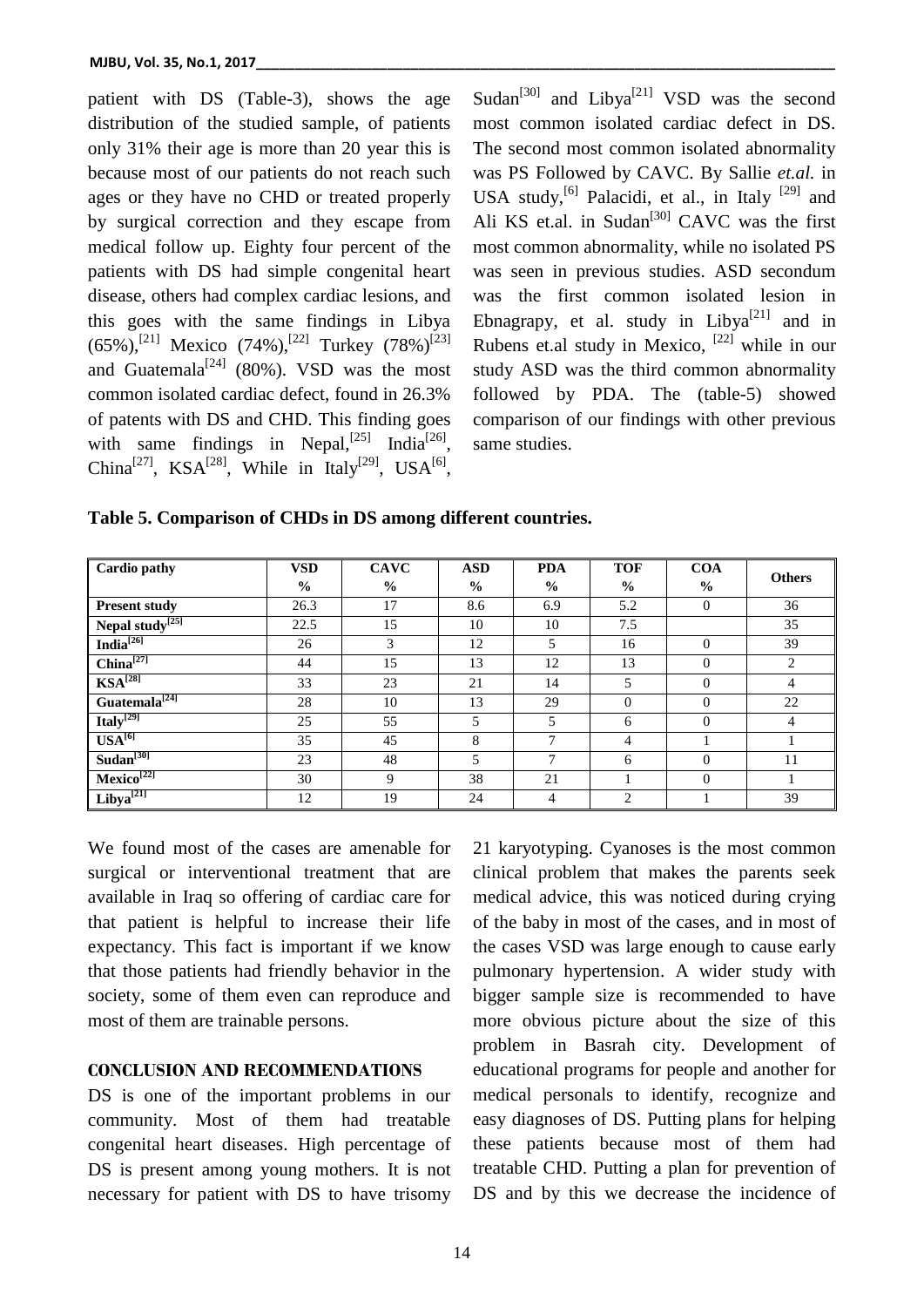patient with DS (Table-3), shows the age distribution of the studied sample, of patients only 31% their age is more than 20 year this is because most of our patients do not reach such ages or they have no CHD or treated properly by surgical correction and they escape from medical follow up. Eighty four percent of the patients with DS had simple congenital heart disease, others had complex cardiac lesions, and this goes with the same findings in Libya (65%),[21] Mexico (74%),[22] Turkey (78%)[23] and Guatemala[24] (80%). VSD was the most common isolated cardiac defect, found in 26.3% of patents with DS and CHD. This finding goes with same findings in Nepal,[25] India[26], China[27], KSA[28], While in Italy[29], USA[6], Sudan[30] and Libya[21] VSD was the second most common isolated cardiac defect in DS. The second most common isolated abnormality was PS Followed by CAVC. By Sallie *et.al.* in USA study,[6] Palacidi, et al., in Italy [29] and Ali KS et.al. in Sudan[30] CAVC was the first most common abnormality, while no isolated PS was seen in previous studies. ASD secondum was the first common isolated lesion in Ebnagrapy, et al. study in Libya[21] and in Rubens et.al study in Mexico, [22] while in our study ASD was the third common abnormality followed by PDA. The (table-5) showed comparison of our findings with other previous same studies.

**Table 5. Comparison of CHDs in DS among different countries.**

| Cardio pathy | VSD % | CAVC % | ASD % | PDA % | TOF % | COA % | Others |
|---|---|---|---|---|---|---|---|
| **Present study** | 26.3 | 17 | 8.6 | 6.9 | 5.2 | 0 | 36 |
| **Nepal study[25]** | 22.5 | 15 | 10 | 10 | 7.5 | | 35 |
| **India[26]** | 26 | 3 | 12 | 5 | 16 | 0 | 39 |
| **China[27]** | 44 | 15 | 13 | 12 | 13 | 0 | 2 |
| **KSA[28]** | 33 | 23 | 21 | 14 | 5 | 0 | 4 |
| **Guatemala[24]** | 28 | 10 | 13 | 29 | 0 | 0 | 22 |
| **Italy[29]** | 25 | 55 | 5 | 5 | 6 | 0 | 4 |
| **USA[6]** | 35 | 45 | 8 | 7 | 4 | 1 | 1 |
| **Sudan[30]** | 23 | 48 | 5 | 7 | 6 | 0 | 11 |
| **Mexico[22]** | 30 | 9 | 38 | 21 | 1 | 0 | 1 |
| **Libya[21]** | 12 | 19 | 24 | 4 | 2 | 1 | 39 |

We found most of the cases are amenable for surgical or interventional treatment that are available in Iraq so offering of cardiac care for that patient is helpful to increase their life expectancy. This fact is important if we know that those patients had friendly behavior in the society, some of them even can reproduce and most of them are trainable persons.

## CONCLUSION AND RECOMMENDATIONS

DS is one of the important problems in our community. Most of them had treatable congenital heart diseases. High percentage of DS is present among young mothers. It is not necessary for patient with DS to have trisomy 21 karyotyping. Cyanoses is the most common clinical problem that makes the parents seek medical advice, this was noticed during crying of the baby in most of the cases, and in most of the cases VSD was large enough to cause early pulmonary hypertension. A wider study with bigger sample size is recommended to have more obvious picture about the size of this problem in Basrah city. Development of educational programs for people and another for medical personals to identify, recognize and easy diagnoses of DS. Putting plans for helping these patients because most of them had treatable CHD. Putting a plan for prevention of DS and by this we decrease the incidence of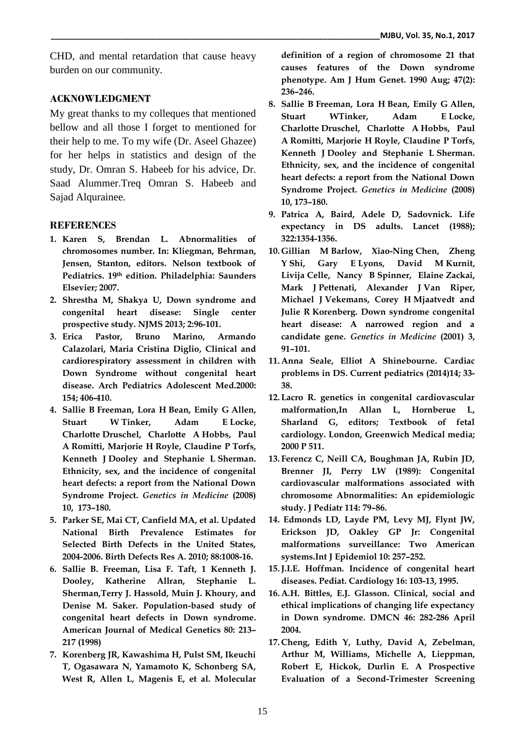CHD, and mental retardation that cause heavy burden on our community.

## ACKNOWLEDGMENT

My great thanks to my colleques that mentioned bellow and all those I forget to mentioned for their help to me. To my wife (Dr. Aseel Ghazee) for her helps in statistics and design of the study, Dr. Omran S. Habeeb for his advice, Dr. Saad Alummer.Treq Omran S. Habeeb and Sajad Alqurainee.

## REFERENCES

1. **Karen S, Brendan L. Abnormalities of chromosomes number. In: Kliegman, Behrman, Jensen, Stanton, editors. Nelson textbook of Pediatrics. 19th edition. Philadelphia: Saunders Elsevier; 2007.**
2. **Shrestha M, Shakya U, Down syndrome and congenital heart disease: Single center prospective study. NJMS 2013; 2:96-101.**
3. **Erica Pastor, Bruno Marino, Armando Calazolari, Maria Cristina Diglio, Clinical and cardiorespiratory assessment in children with Down Syndrome without congenital heart disease. Arch Pediatrics Adolescent Med.2000: 154; 406-410.**
4. **Sallie B Freeman, Lora H Bean, Emily G Allen, Stuart W Tinker, Adam E Locke, Charlotte Druschel, Charlotte A Hobbs, Paul A Romitti, Marjorie H Royle, Claudine P Torfs, Kenneth J Dooley and Stephanie L Sherman. Ethnicity, sex, and the incidence of congenital heart defects: a report from the National Down Syndrome Project. *Genetics in Medicine* (2008) 10, 173–180.**
5. **Parker SE, Mai CT, Canfield MA, et al. Updated National Birth Prevalence Estimates for Selected Birth Defects in the United States, 2004-2006. Birth Defects Res A. 2010; 88:1008-16.**
6. **Sallie B. Freeman, Lisa F. Taft, 1 Kenneth J. Dooley, Katherine Allran, Stephanie L. Sherman,Terry J. Hassold, Muin J. Khoury, and Denise M. Saker. Population-based study of congenital heart defects in Down syndrome. American Journal of Medical Genetics 80: 213–217 (1998)**
7. **Korenberg JR, Kawashima H, Pulst SM, Ikeuchi T, Ogasawara N, Yamamoto K, Schonberg SA, West R, Allen L, Magenis E, et al. Molecular definition of a region of chromosome 21 that causes features of the Down syndrome phenotype. Am J Hum Genet. 1990 Aug; 47(2): 236–246.**
8. **Sallie B Freeman, Lora H Bean, Emily G Allen, Stuart WTinker, Adam E Locke, Charlotte Druschel, Charlotte A Hobbs, Paul A Romitti, Marjorie H Royle, Claudine P Torfs, Kenneth J Dooley and Stephanie L Sherman. Ethnicity, sex, and the incidence of congenital heart defects: a report from the National Down Syndrome Project. *Genetics in Medicine* (2008) 10, 173–180.**
9. **Patrica A, Baird, Adele D, Sadovnick. Life expectancy in DS adults. Lancet (1988); 322:1354-1356.**
10. **Gillian M Barlow, Xiao-Ning Chen, Zheng Y Shi, Gary E Lyons, David M Kurnit, Livija Celle, Nancy B Spinner, Elaine Zackai, Mark J Pettenati, Alexander J Van Riper, Michael J Vekemans, Corey H Mjaatvedt and Julie R Korenberg. Down syndrome congenital heart disease: A narrowed region and a candidate gene. *Genetics in Medicine* (2001) 3, 91–101.**
11. **Anna Seale, Elliot A Shinebourne. Cardiac problems in DS. Current pediatrics (2014)14; 33-38.**
12. **Lacro R. genetics in congenital cardiovascular malformation,In Allan L, Hornberue L, Sharland G, editors; Textbook of fetal cardiology. London, Greenwich Medical media; 2000 P 511.**
13. **Ferencz C, Neill CA, Boughman JA, Rubin JD, Brenner JI, Perry LW (1989): Congenital cardiovascular malformations associated with chromosome Abnormalities: An epidemiologic study. J Pediatr 114: 79–86.**
14. **Edmonds LD, Layde PM, Levy MJ, Flynt JW, Erickson JD, Oakley GP Jr: Congenital malformations surveillance: Two American systems.Int J Epidemiol 10: 257–252.**
15. **J.I.E. Hoffman. Incidence of congenital heart diseases. Pediat. Cardiology 16: 103-13, 1995.**
16. **A.H. Bittles, E.J. Glasson. Clinical, social and ethical implications of changing life expectancy in Down syndrome. DMCN 46: 282-286 April 2004.**
17. **Cheng, Edith Y, Luthy, David A, Zebelman, Arthur M, Williams, Michelle A, Lieppman, Robert E, Hickok, Durlin E. A Prospective Evaluation of a Second-Trimester Screening**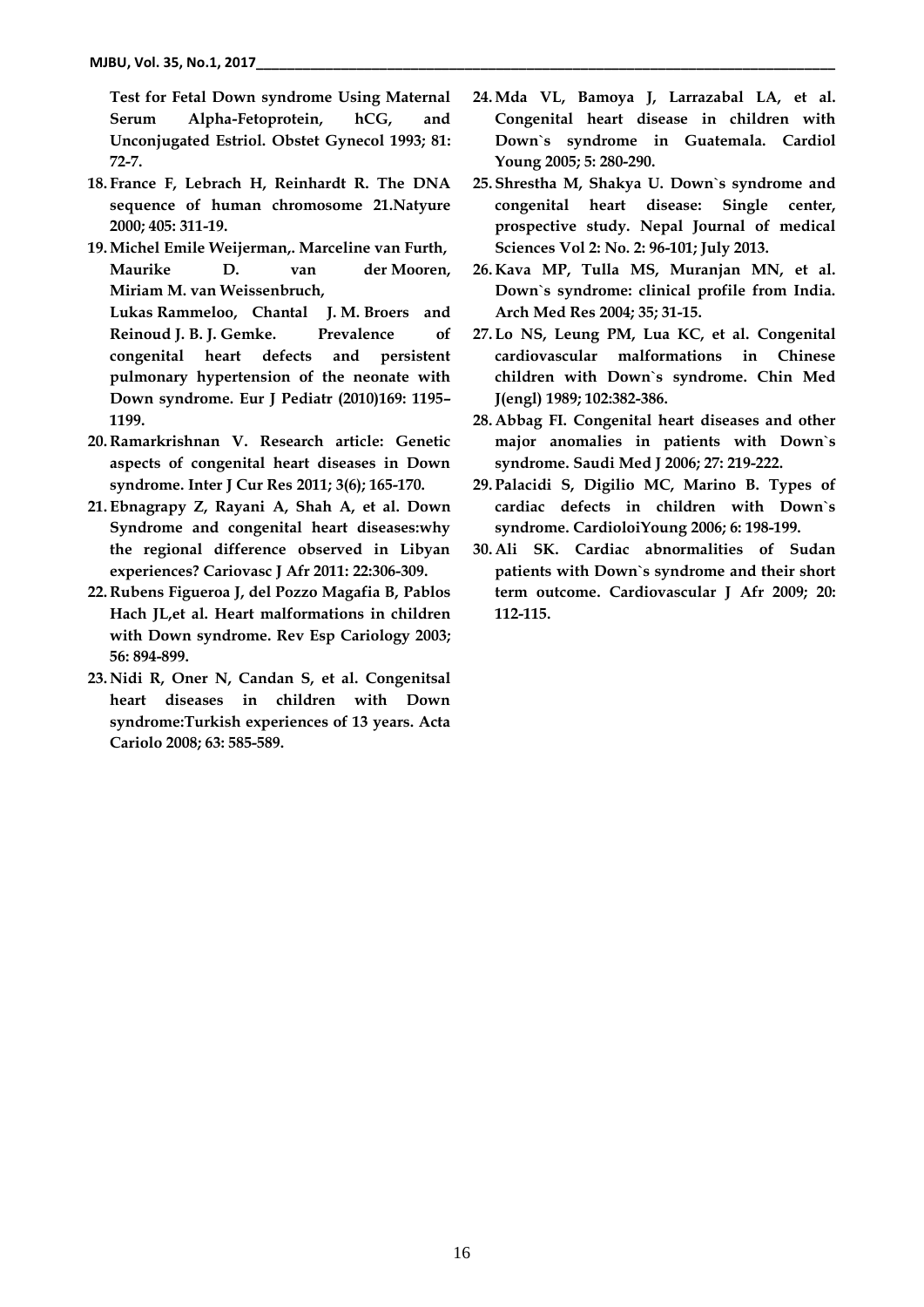Test for Fetal Down syndrome Using Maternal Serum Alpha-Fetoprotein, hCG, and Unconjugated Estriol. Obstet Gynecol 1993; 81: 72-7.

18. France F, Lebrach H, Reinhardt R. The DNA sequence of human chromosome 21.Natyure 2000; 405: 311-19.
19. Michel Emile Weijerman,. Marceline van Furth, Maurike D. van der Mooren, Miriam M. van Weissenbruch, Lukas Rammeloo, Chantal J. M. Broers and Reinoud J. B. J. Gemke. Prevalence of congenital heart defects and persistent pulmonary hypertension of the neonate with Down syndrome. Eur J Pediatr (2010)169: 1195–1199.
20. Ramarkrishnan V. Research article: Genetic aspects of congenital heart diseases in Down syndrome. Inter J Cur Res 2011; 3(6); 165-170.
21. Ebnagrapy Z, Rayani A, Shah A, et al. Down Syndrome and congenital heart diseases:why the regional difference observed in Libyan experiences? Cariovasc J Afr 2011: 22:306-309.
22. Rubens Figueroa J, del Pozzo Magafia B, Pablos Hach JL,et al. Heart malformations in children with Down syndrome. Rev Esp Cariology 2003; 56: 894-899.
23. Nidi R, Oner N, Candan S, et al. Congenitsal heart diseases in children with Down syndrome:Turkish experiences of 13 years. Acta Cariolo 2008; 63: 585-589.
24. Mda VL, Bamoya J, Larrazabal LA, et al. Congenital heart disease in children with Down`s syndrome in Guatemala. Cardiol Young 2005; 5: 280-290.
25. Shrestha M, Shakya U. Down`s syndrome and congenital heart disease: Single center, prospective study. Nepal Journal of medical Sciences Vol 2: No. 2: 96-101; July 2013.
26. Kava MP, Tulla MS, Muranjan MN, et al. Down`s syndrome: clinical profile from India. Arch Med Res 2004; 35; 31-15.
27. Lo NS, Leung PM, Lua KC, et al. Congenital cardiovascular malformations in Chinese children with Down`s syndrome. Chin Med J(engl) 1989; 102:382-386.
28. Abbag FI. Congenital heart diseases and other major anomalies in patients with Down`s syndrome. Saudi Med J 2006; 27: 219-222.
29. Palacidi S, Digilio MC, Marino B. Types of cardiac defects in children with Down`s syndrome. CardioloiYoung 2006; 6: 198-199.
30. Ali SK. Cardiac abnormalities of Sudan patients with Down`s syndrome and their short term outcome. Cardiovascular J Afr 2009; 20: 112-115.